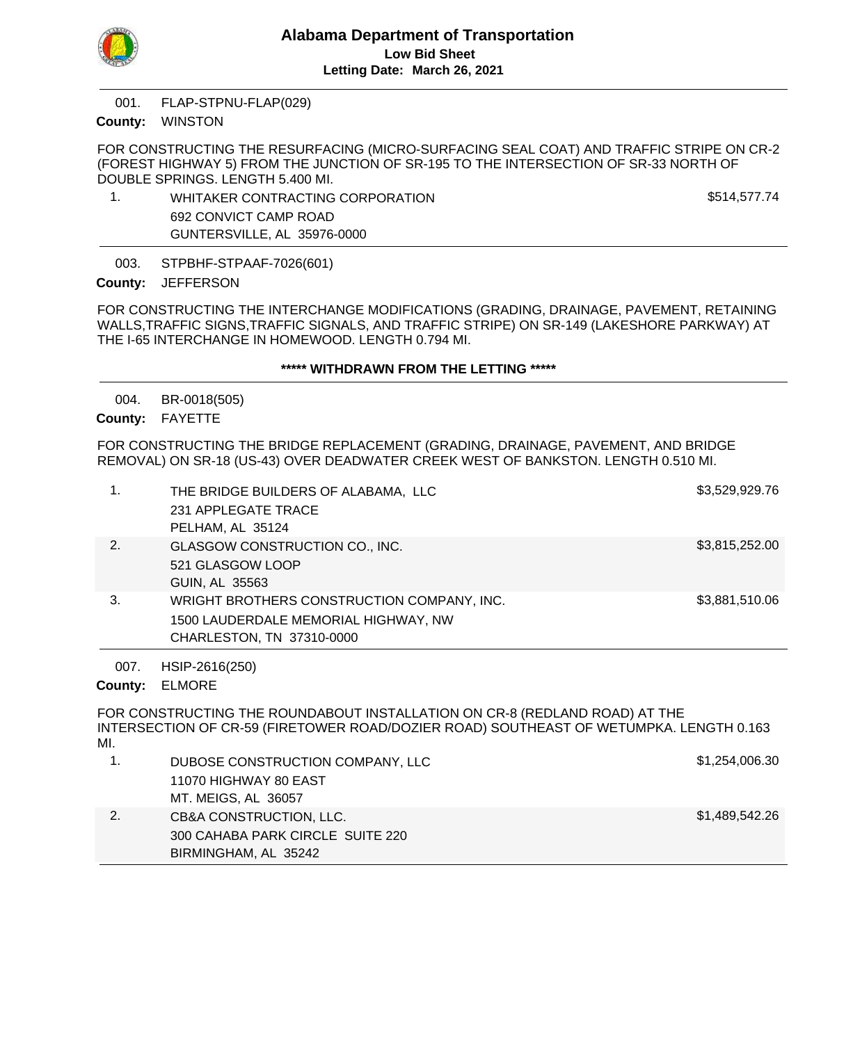# Alabama Department of Transportation

**Low Bid Sheet**

**Letting Date: March 26, 2021**

---

001. FLAP-STPNU-FLAP(029)

**County:** WINSTON

FOR CONSTRUCTING THE RESURFACING (MICRO-SURFACING SEAL COAT) AND TRAFFIC STRIPE ON CR-2 (FOREST HIGHWAY 5) FROM THE JUNCTION OF SR-195 TO THE INTERSECTION OF SR-33 NORTH OF DOUBLE SPRINGS. LENGTH 5.400 MI.

| | Bidder | Amount |
|---|---|---|
| 1. | WHITAKER CONTRACTING CORPORATION<br>692 CONVICT CAMP ROAD<br>GUNTERSVILLE, AL 35976-0000 | $514,577.74 |

---

003. STPBHF-STPAAF-7026(601)

**County:** JEFFERSON

FOR CONSTRUCTING THE INTERCHANGE MODIFICATIONS (GRADING, DRAINAGE, PAVEMENT, RETAINING WALLS,TRAFFIC SIGNS,TRAFFIC SIGNALS, AND TRAFFIC STRIPE) ON SR-149 (LAKESHORE PARKWAY) AT THE I-65 INTERCHANGE IN HOMEWOOD. LENGTH 0.794 MI.

**\*\*\*\*\* WITHDRAWN FROM THE LETTING \*\*\*\*\***

---

004. BR-0018(505)

**County:** FAYETTE

FOR CONSTRUCTING THE BRIDGE REPLACEMENT (GRADING, DRAINAGE, PAVEMENT, AND BRIDGE REMOVAL) ON SR-18 (US-43) OVER DEADWATER CREEK WEST OF BANKSTON. LENGTH 0.510 MI.

| | Bidder | Amount |
|---|---|---|
| 1. | THE BRIDGE BUILDERS OF ALABAMA, LLC<br>231 APPLEGATE TRACE<br>PELHAM, AL 35124 | $3,529,929.76 |
| 2. | GLASGOW CONSTRUCTION CO., INC.<br>521 GLASGOW LOOP<br>GUIN, AL 35563 | $3,815,252.00 |
| 3. | WRIGHT BROTHERS CONSTRUCTION COMPANY, INC.<br>1500 LAUDERDALE MEMORIAL HIGHWAY, NW<br>CHARLESTON, TN 37310-0000 | $3,881,510.06 |

---

007. HSIP-2616(250)

**County:** ELMORE

FOR CONSTRUCTING THE ROUNDABOUT INSTALLATION ON CR-8 (REDLAND ROAD) AT THE INTERSECTION OF CR-59 (FIRETOWER ROAD/DOZIER ROAD) SOUTHEAST OF WETUMPKA. LENGTH 0.163 MI.

| | Bidder | Amount |
|---|---|---|
| 1. | DUBOSE CONSTRUCTION COMPANY, LLC<br>11070 HIGHWAY 80 EAST<br>MT. MEIGS, AL 36057 | $1,254,006.30 |
| 2. | CB&A CONSTRUCTION, LLC.<br>300 CAHABA PARK CIRCLE SUITE 220<br>BIRMINGHAM, AL 35242 | $1,489,542.26 |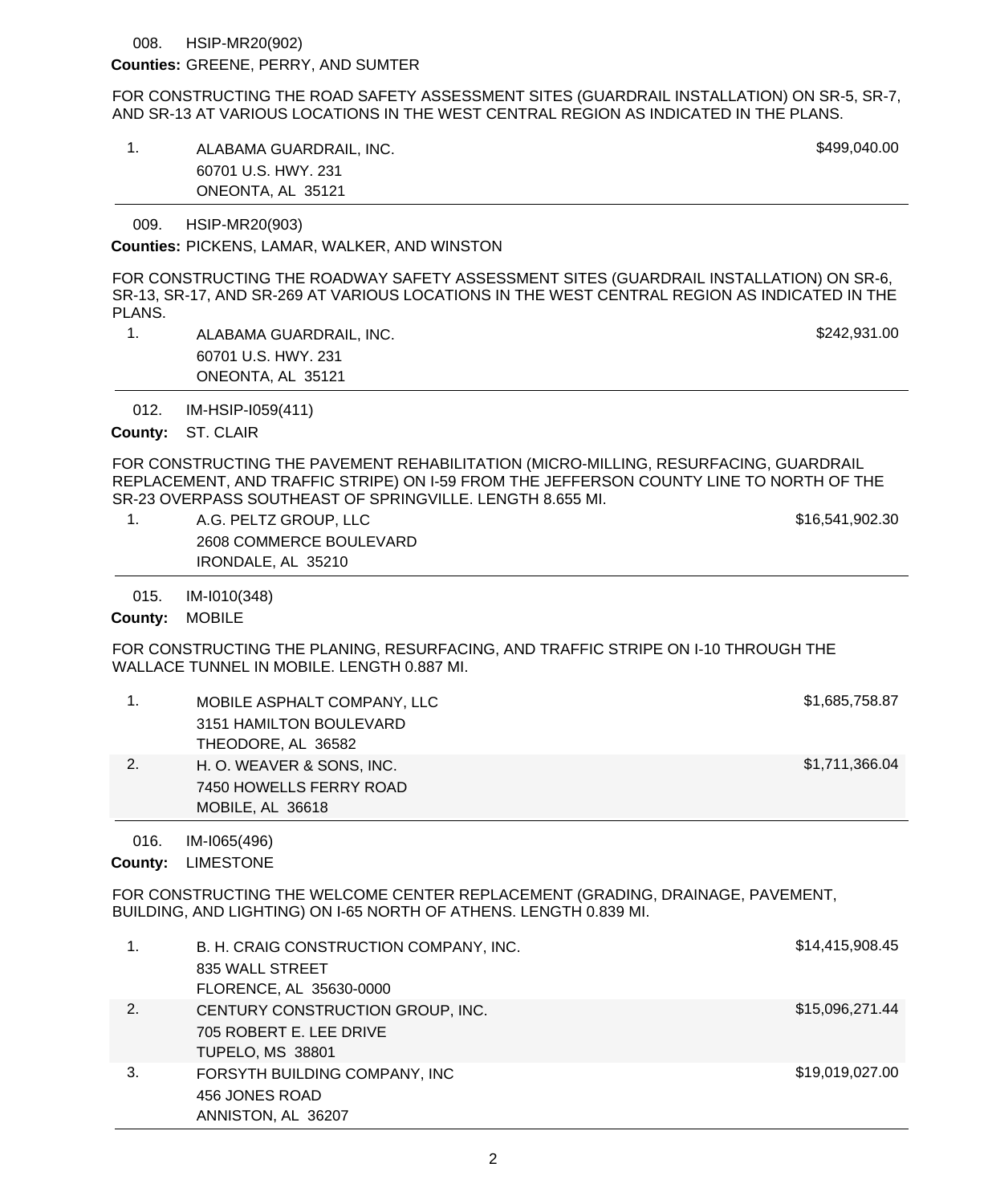008. HSIP-MR20(902)

**Counties:** GREENE, PERRY, AND SUMTER

FOR CONSTRUCTING THE ROAD SAFETY ASSESSMENT SITES (GUARDRAIL INSTALLATION) ON SR-5, SR-7, AND SR-13 AT VARIOUS LOCATIONS IN THE WEST CENTRAL REGION AS INDICATED IN THE PLANS.

| | Bidder | Amount |
|---|---|---|
| 1. | ALABAMA GUARDRAIL, INC.<br>60701 U.S. HWY. 231<br>ONEONTA, AL 35121 | $499,040.00 |

009. HSIP-MR20(903)

**Counties:** PICKENS, LAMAR, WALKER, AND WINSTON

FOR CONSTRUCTING THE ROADWAY SAFETY ASSESSMENT SITES (GUARDRAIL INSTALLATION) ON SR-6, SR-13, SR-17, AND SR-269 AT VARIOUS LOCATIONS IN THE WEST CENTRAL REGION AS INDICATED IN THE PLANS.

| | Bidder | Amount |
|---|---|---|
| 1. | ALABAMA GUARDRAIL, INC.<br>60701 U.S. HWY. 231<br>ONEONTA, AL 35121 | $242,931.00 |

012. IM-HSIP-I059(411)

**County:** ST. CLAIR

FOR CONSTRUCTING THE PAVEMENT REHABILITATION (MICRO-MILLING, RESURFACING, GUARDRAIL REPLACEMENT, AND TRAFFIC STRIPE) ON I-59 FROM THE JEFFERSON COUNTY LINE TO NORTH OF THE SR-23 OVERPASS SOUTHEAST OF SPRINGVILLE. LENGTH 8.655 MI.

| | Bidder | Amount |
|---|---|---|
| 1. | A.G. PELTZ GROUP, LLC<br>2608 COMMERCE BOULEVARD<br>IRONDALE, AL 35210 | $16,541,902.30 |

015. IM-I010(348)

**County:** MOBILE

FOR CONSTRUCTING THE PLANING, RESURFACING, AND TRAFFIC STRIPE ON I-10 THROUGH THE WALLACE TUNNEL IN MOBILE. LENGTH 0.887 MI.

| | Bidder | Amount |
|---|---|---|
| 1. | MOBILE ASPHALT COMPANY, LLC<br>3151 HAMILTON BOULEVARD<br>THEODORE, AL 36582 | $1,685,758.87 |
| 2. | H. O. WEAVER & SONS, INC.<br>7450 HOWELLS FERRY ROAD<br>MOBILE, AL 36618 | $1,711,366.04 |

016. IM-I065(496)

**County:** LIMESTONE

FOR CONSTRUCTING THE WELCOME CENTER REPLACEMENT (GRADING, DRAINAGE, PAVEMENT, BUILDING, AND LIGHTING) ON I-65 NORTH OF ATHENS. LENGTH 0.839 MI.

| | Bidder | Amount |
|---|---|---|
| 1. | B. H. CRAIG CONSTRUCTION COMPANY, INC.<br>835 WALL STREET<br>FLORENCE, AL 35630-0000 | $14,415,908.45 |
| 2. | CENTURY CONSTRUCTION GROUP, INC.<br>705 ROBERT E. LEE DRIVE<br>TUPELO, MS 38801 | $15,096,271.44 |
| 3. | FORSYTH BUILDING COMPANY, INC<br>456 JONES ROAD<br>ANNISTON, AL 36207 | $19,019,027.00 |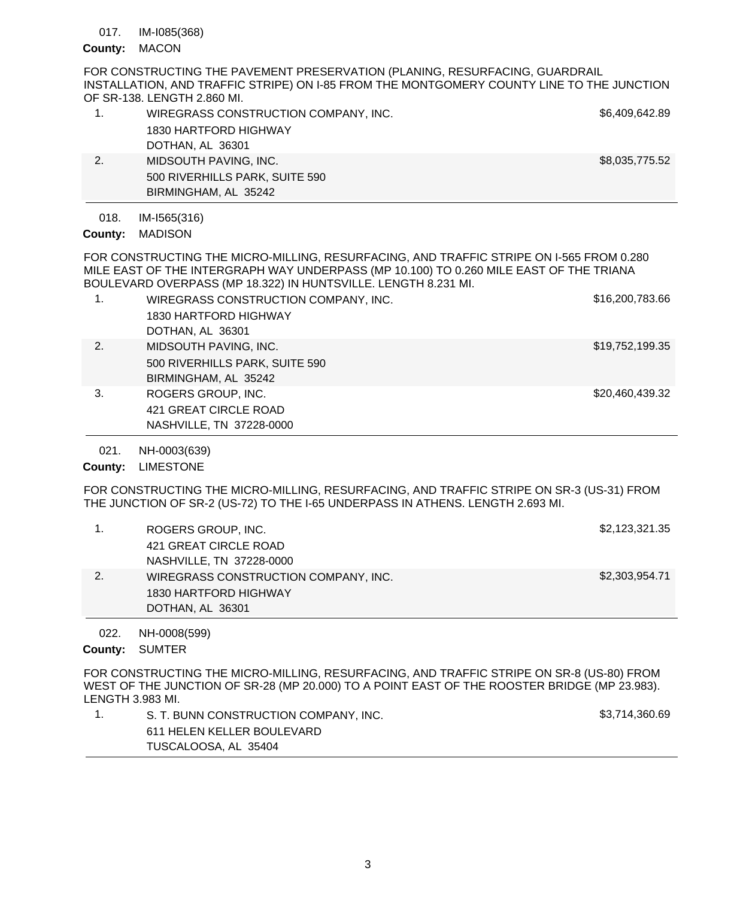017. IM-I085(368)

**County:** MACON

FOR CONSTRUCTING THE PAVEMENT PRESERVATION (PLANING, RESURFACING, GUARDRAIL INSTALLATION, AND TRAFFIC STRIPE) ON I-85 FROM THE MONTGOMERY COUNTY LINE TO THE JUNCTION OF SR-138. LENGTH 2.860 MI.

| | Bidder | Amount |
|---|---|---|
| 1. | WIREGRASS CONSTRUCTION COMPANY, INC.<br>1830 HARTFORD HIGHWAY<br>DOTHAN, AL 36301 | $6,409,642.89 |
| 2. | MIDSOUTH PAVING, INC.<br>500 RIVERHILLS PARK, SUITE 590<br>BIRMINGHAM, AL 35242 | $8,035,775.52 |

018. IM-I565(316)

**County:** MADISON

FOR CONSTRUCTING THE MICRO-MILLING, RESURFACING, AND TRAFFIC STRIPE ON I-565 FROM 0.280 MILE EAST OF THE INTERGRAPH WAY UNDERPASS (MP 10.100) TO 0.260 MILE EAST OF THE TRIANA BOULEVARD OVERPASS (MP 18.322) IN HUNTSVILLE. LENGTH 8.231 MI.

| | Bidder | Amount |
|---|---|---|
| 1. | WIREGRASS CONSTRUCTION COMPANY, INC.<br>1830 HARTFORD HIGHWAY<br>DOTHAN, AL 36301 | $16,200,783.66 |
| 2. | MIDSOUTH PAVING, INC.<br>500 RIVERHILLS PARK, SUITE 590<br>BIRMINGHAM, AL 35242 | $19,752,199.35 |
| 3. | ROGERS GROUP, INC.<br>421 GREAT CIRCLE ROAD<br>NASHVILLE, TN 37228-0000 | $20,460,439.32 |

021. NH-0003(639)

**County:** LIMESTONE

FOR CONSTRUCTING THE MICRO-MILLING, RESURFACING, AND TRAFFIC STRIPE ON SR-3 (US-31) FROM THE JUNCTION OF SR-2 (US-72) TO THE I-65 UNDERPASS IN ATHENS. LENGTH 2.693 MI.

| | Bidder | Amount |
|---|---|---|
| 1. | ROGERS GROUP, INC.<br>421 GREAT CIRCLE ROAD<br>NASHVILLE, TN 37228-0000 | $2,123,321.35 |
| 2. | WIREGRASS CONSTRUCTION COMPANY, INC.<br>1830 HARTFORD HIGHWAY<br>DOTHAN, AL 36301 | $2,303,954.71 |

022. NH-0008(599)

**County:** SUMTER

FOR CONSTRUCTING THE MICRO-MILLING, RESURFACING, AND TRAFFIC STRIPE ON SR-8 (US-80) FROM WEST OF THE JUNCTION OF SR-28 (MP 20.000) TO A POINT EAST OF THE ROOSTER BRIDGE (MP 23.983). LENGTH 3.983 MI.

| | Bidder | Amount |
|---|---|---|
| 1. | S. T. BUNN CONSTRUCTION COMPANY, INC.<br>611 HELEN KELLER BOULEVARD<br>TUSCALOOSA, AL 35404 | $3,714,360.69 |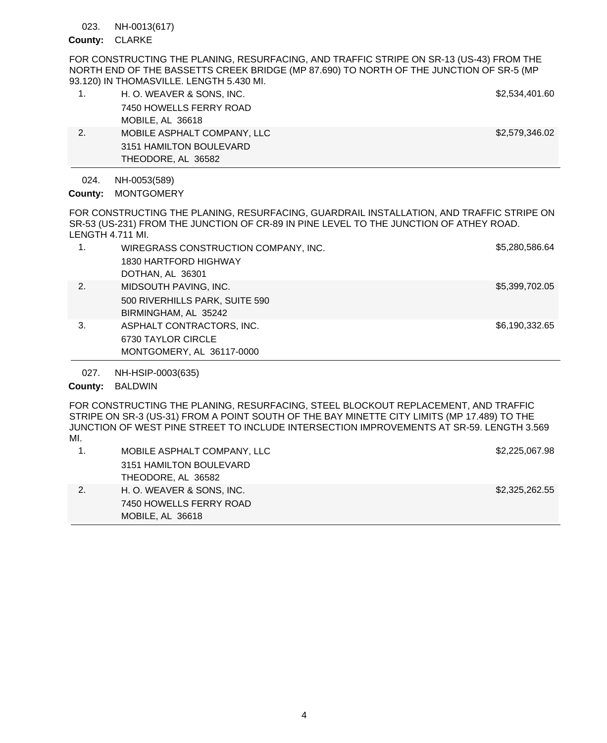023. NH-0013(617)

**County:** CLARKE

FOR CONSTRUCTING THE PLANING, RESURFACING, AND TRAFFIC STRIPE ON SR-13 (US-43) FROM THE NORTH END OF THE BASSETTS CREEK BRIDGE (MP 87.690) TO NORTH OF THE JUNCTION OF SR-5 (MP 93.120) IN THOMASVILLE. LENGTH 5.430 MI.

| | Bidder | Amount |
|---|---|---|
| 1. | H. O. WEAVER & SONS, INC.<br>7450 HOWELLS FERRY ROAD<br>MOBILE, AL 36618 | $2,534,401.60 |
| 2. | MOBILE ASPHALT COMPANY, LLC<br>3151 HAMILTON BOULEVARD<br>THEODORE, AL 36582 | $2,579,346.02 |

024. NH-0053(589)

**County:** MONTGOMERY

FOR CONSTRUCTING THE PLANING, RESURFACING, GUARDRAIL INSTALLATION, AND TRAFFIC STRIPE ON SR-53 (US-231) FROM THE JUNCTION OF CR-89 IN PINE LEVEL TO THE JUNCTION OF ATHEY ROAD. LENGTH 4.711 MI.

| | Bidder | Amount |
|---|---|---|
| 1. | WIREGRASS CONSTRUCTION COMPANY, INC.<br>1830 HARTFORD HIGHWAY<br>DOTHAN, AL 36301 | $5,280,586.64 |
| 2. | MIDSOUTH PAVING, INC.<br>500 RIVERHILLS PARK, SUITE 590<br>BIRMINGHAM, AL 35242 | $5,399,702.05 |
| 3. | ASPHALT CONTRACTORS, INC.<br>6730 TAYLOR CIRCLE<br>MONTGOMERY, AL 36117-0000 | $6,190,332.65 |

027. NH-HSIP-0003(635)

**County:** BALDWIN

FOR CONSTRUCTING THE PLANING, RESURFACING, STEEL BLOCKOUT REPLACEMENT, AND TRAFFIC STRIPE ON SR-3 (US-31) FROM A POINT SOUTH OF THE BAY MINETTE CITY LIMITS (MP 17.489) TO THE JUNCTION OF WEST PINE STREET TO INCLUDE INTERSECTION IMPROVEMENTS AT SR-59. LENGTH 3.569 MI.

| | Bidder | Amount |
|---|---|---|
| 1. | MOBILE ASPHALT COMPANY, LLC<br>3151 HAMILTON BOULEVARD<br>THEODORE, AL 36582 | $2,225,067.98 |
| 2. | H. O. WEAVER & SONS, INC.<br>7450 HOWELLS FERRY ROAD<br>MOBILE, AL 36618 | $2,325,262.55 |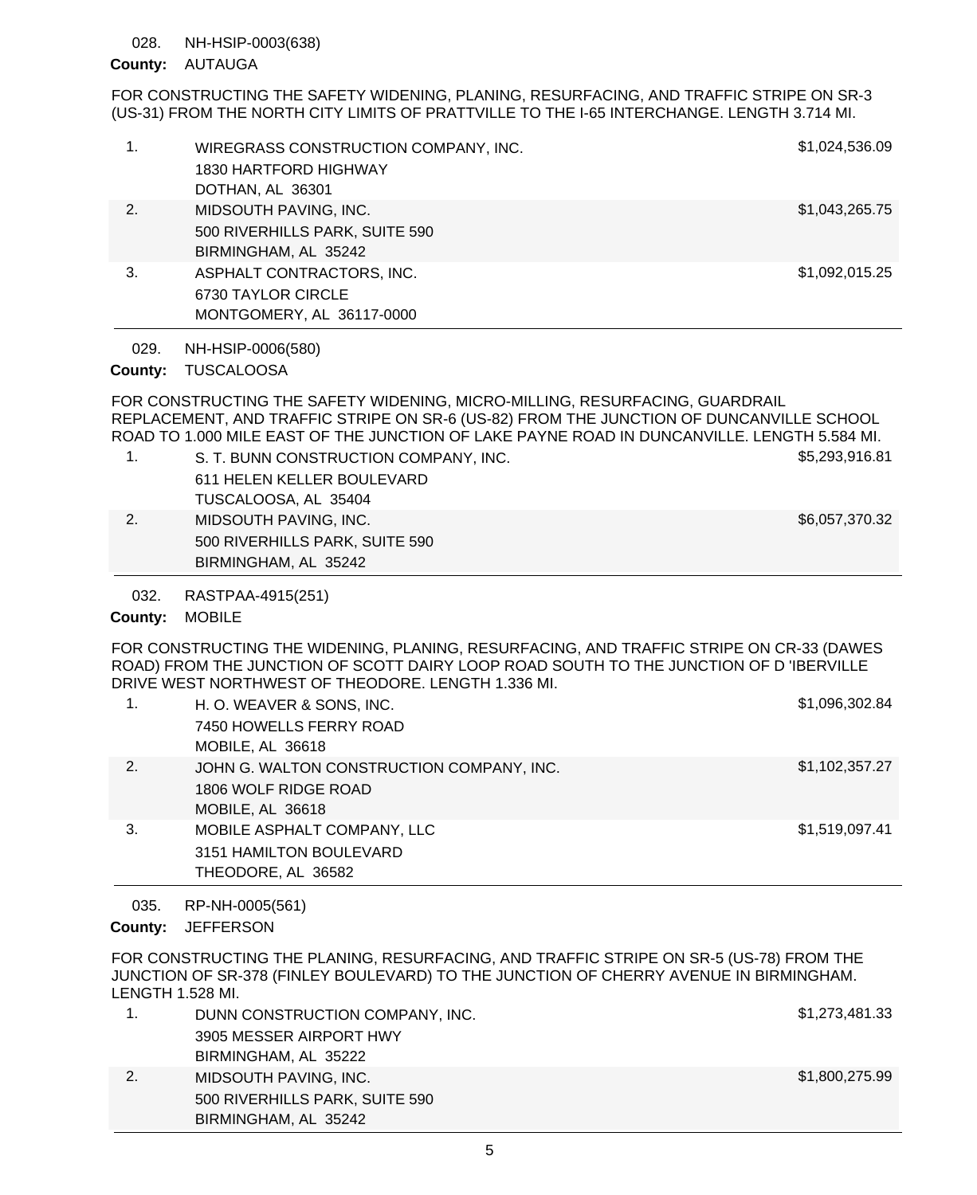028. NH-HSIP-0003(638)

**County:** AUTAUGA

FOR CONSTRUCTING THE SAFETY WIDENING, PLANING, RESURFACING, AND TRAFFIC STRIPE ON SR-3 (US-31) FROM THE NORTH CITY LIMITS OF PRATTVILLE TO THE I-65 INTERCHANGE. LENGTH 3.714 MI.

| | Bidder | Amount |
|---|---|---|
| 1. | WIREGRASS CONSTRUCTION COMPANY, INC.<br>1830 HARTFORD HIGHWAY<br>DOTHAN, AL 36301 | $1,024,536.09 |
| 2. | MIDSOUTH PAVING, INC.<br>500 RIVERHILLS PARK, SUITE 590<br>BIRMINGHAM, AL 35242 | $1,043,265.75 |
| 3. | ASPHALT CONTRACTORS, INC.<br>6730 TAYLOR CIRCLE<br>MONTGOMERY, AL 36117-0000 | $1,092,015.25 |

029. NH-HSIP-0006(580)

**County:** TUSCALOOSA

FOR CONSTRUCTING THE SAFETY WIDENING, MICRO-MILLING, RESURFACING, GUARDRAIL REPLACEMENT, AND TRAFFIC STRIPE ON SR-6 (US-82) FROM THE JUNCTION OF DUNCANVILLE SCHOOL ROAD TO 1.000 MILE EAST OF THE JUNCTION OF LAKE PAYNE ROAD IN DUNCANVILLE. LENGTH 5.584 MI.

| | Bidder | Amount |
|---|---|---|
| 1. | S. T. BUNN CONSTRUCTION COMPANY, INC.<br>611 HELEN KELLER BOULEVARD<br>TUSCALOOSA, AL 35404 | $5,293,916.81 |
| 2. | MIDSOUTH PAVING, INC.<br>500 RIVERHILLS PARK, SUITE 590<br>BIRMINGHAM, AL 35242 | $6,057,370.32 |

032. RASTPAA-4915(251)

**County:** MOBILE

FOR CONSTRUCTING THE WIDENING, PLANING, RESURFACING, AND TRAFFIC STRIPE ON CR-33 (DAWES ROAD) FROM THE JUNCTION OF SCOTT DAIRY LOOP ROAD SOUTH TO THE JUNCTION OF D 'IBERVILLE DRIVE WEST NORTHWEST OF THEODORE. LENGTH 1.336 MI.

| | Bidder | Amount |
|---|---|---|
| 1. | H. O. WEAVER & SONS, INC.<br>7450 HOWELLS FERRY ROAD<br>MOBILE, AL 36618 | $1,096,302.84 |
| 2. | JOHN G. WALTON CONSTRUCTION COMPANY, INC.<br>1806 WOLF RIDGE ROAD<br>MOBILE, AL 36618 | $1,102,357.27 |
| 3. | MOBILE ASPHALT COMPANY, LLC<br>3151 HAMILTON BOULEVARD<br>THEODORE, AL 36582 | $1,519,097.41 |

035. RP-NH-0005(561)

**County:** JEFFERSON

FOR CONSTRUCTING THE PLANING, RESURFACING, AND TRAFFIC STRIPE ON SR-5 (US-78) FROM THE JUNCTION OF SR-378 (FINLEY BOULEVARD) TO THE JUNCTION OF CHERRY AVENUE IN BIRMINGHAM. LENGTH 1.528 MI.

| | Bidder | Amount |
|---|---|---|
| 1. | DUNN CONSTRUCTION COMPANY, INC.<br>3905 MESSER AIRPORT HWY<br>BIRMINGHAM, AL 35222 | $1,273,481.33 |
| 2. | MIDSOUTH PAVING, INC.<br>500 RIVERHILLS PARK, SUITE 590<br>BIRMINGHAM, AL 35242 | $1,800,275.99 |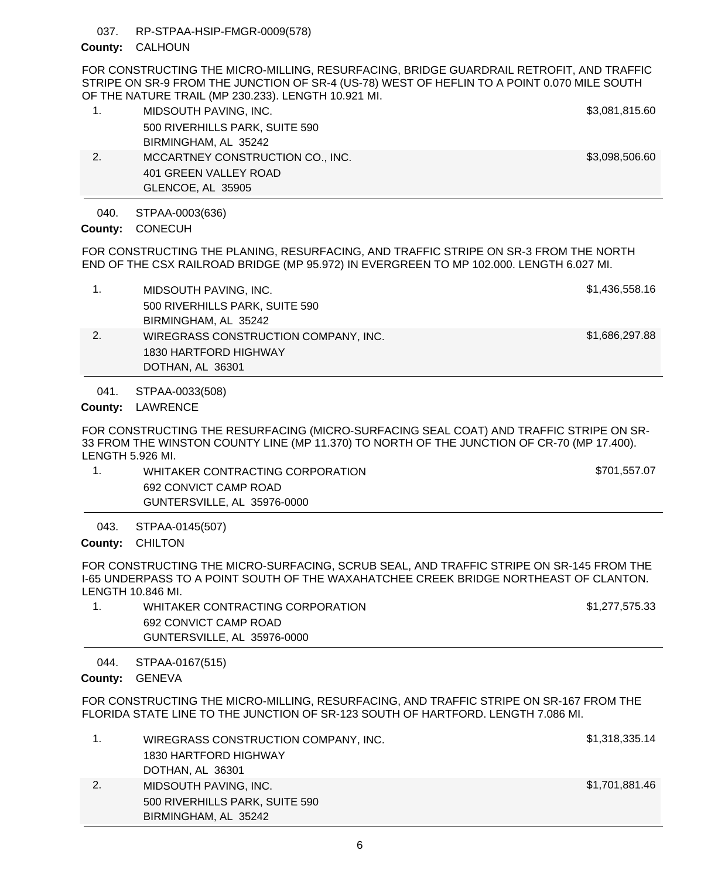037. RP-STPAA-HSIP-FMGR-0009(578)

**County:** CALHOUN

FOR CONSTRUCTING THE MICRO-MILLING, RESURFACING, BRIDGE GUARDRAIL RETROFIT, AND TRAFFIC STRIPE ON SR-9 FROM THE JUNCTION OF SR-4 (US-78) WEST OF HEFLIN TO A POINT 0.070 MILE SOUTH OF THE NATURE TRAIL (MP 230.233). LENGTH 10.921 MI.

| | Bidder | Amount |
|---|---|---|
| 1. | MIDSOUTH PAVING, INC.<br>500 RIVERHILLS PARK, SUITE 590<br>BIRMINGHAM, AL 35242 | $3,081,815.60 |
| 2. | MCCARTNEY CONSTRUCTION CO., INC.<br>401 GREEN VALLEY ROAD<br>GLENCOE, AL 35905 | $3,098,506.60 |

040. STPAA-0003(636)

**County:** CONECUH

FOR CONSTRUCTING THE PLANING, RESURFACING, AND TRAFFIC STRIPE ON SR-3 FROM THE NORTH END OF THE CSX RAILROAD BRIDGE (MP 95.972) IN EVERGREEN TO MP 102.000. LENGTH 6.027 MI.

| | Bidder | Amount |
|---|---|---|
| 1. | MIDSOUTH PAVING, INC.<br>500 RIVERHILLS PARK, SUITE 590<br>BIRMINGHAM, AL 35242 | $1,436,558.16 |
| 2. | WIREGRASS CONSTRUCTION COMPANY, INC.<br>1830 HARTFORD HIGHWAY<br>DOTHAN, AL 36301 | $1,686,297.88 |

041. STPAA-0033(508)

**County:** LAWRENCE

FOR CONSTRUCTING THE RESURFACING (MICRO-SURFACING SEAL COAT) AND TRAFFIC STRIPE ON SR-33 FROM THE WINSTON COUNTY LINE (MP 11.370) TO NORTH OF THE JUNCTION OF CR-70 (MP 17.400). LENGTH 5.926 MI.

| | Bidder | Amount |
|---|---|---|
| 1. | WHITAKER CONTRACTING CORPORATION<br>692 CONVICT CAMP ROAD<br>GUNTERSVILLE, AL 35976-0000 | $701,557.07 |

043. STPAA-0145(507)

**County:** CHILTON

FOR CONSTRUCTING THE MICRO-SURFACING, SCRUB SEAL, AND TRAFFIC STRIPE ON SR-145 FROM THE I-65 UNDERPASS TO A POINT SOUTH OF THE WAXAHATCHEE CREEK BRIDGE NORTHEAST OF CLANTON. LENGTH 10.846 MI.

| | Bidder | Amount |
|---|---|---|
| 1. | WHITAKER CONTRACTING CORPORATION<br>692 CONVICT CAMP ROAD<br>GUNTERSVILLE, AL 35976-0000 | $1,277,575.33 |

044. STPAA-0167(515)

**County:** GENEVA

FOR CONSTRUCTING THE MICRO-MILLING, RESURFACING, AND TRAFFIC STRIPE ON SR-167 FROM THE FLORIDA STATE LINE TO THE JUNCTION OF SR-123 SOUTH OF HARTFORD. LENGTH 7.086 MI.

| | Bidder | Amount |
|---|---|---|
| 1. | WIREGRASS CONSTRUCTION COMPANY, INC.<br>1830 HARTFORD HIGHWAY<br>DOTHAN, AL 36301 | $1,318,335.14 |
| 2. | MIDSOUTH PAVING, INC.<br>500 RIVERHILLS PARK, SUITE 590<br>BIRMINGHAM, AL 35242 | $1,701,881.46 |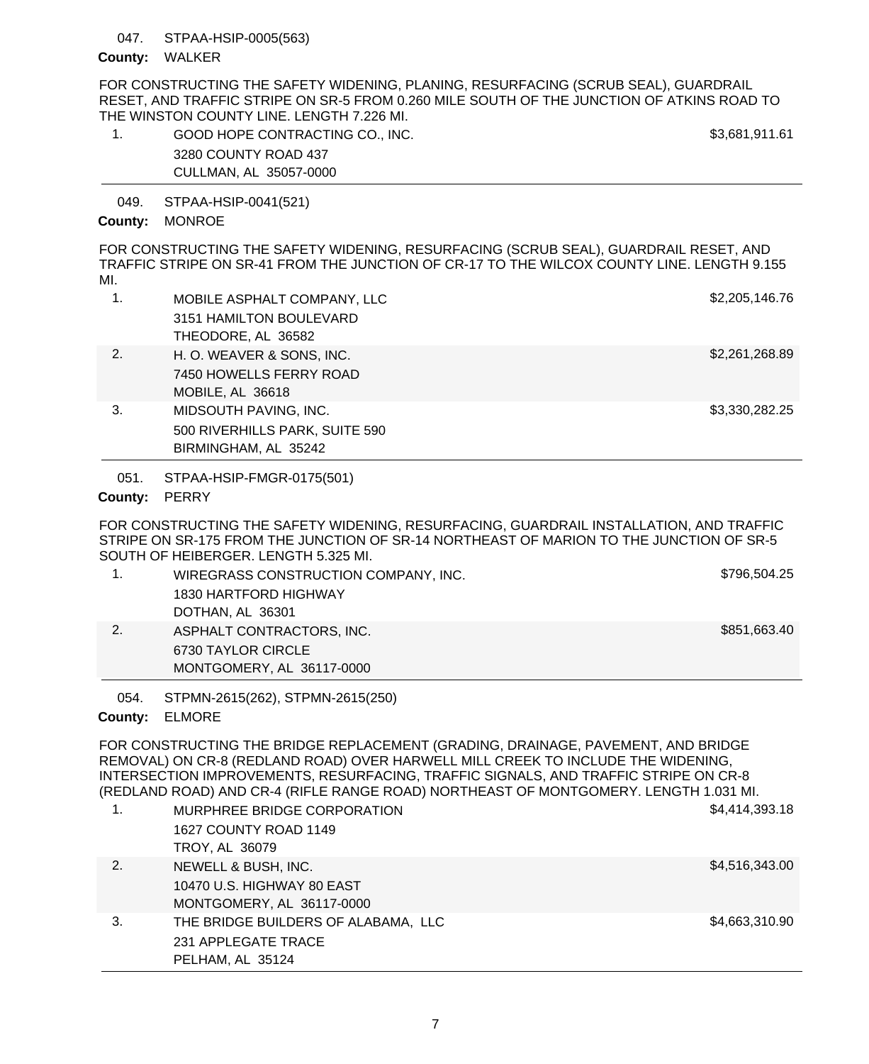047. STPAA-HSIP-0005(563)

**County:** WALKER

FOR CONSTRUCTING THE SAFETY WIDENING, PLANING, RESURFACING (SCRUB SEAL), GUARDRAIL RESET, AND TRAFFIC STRIPE ON SR-5 FROM 0.260 MILE SOUTH OF THE JUNCTION OF ATKINS ROAD TO THE WINSTON COUNTY LINE. LENGTH 7.226 MI.

| | | |
|---|---|---|
| 1. | GOOD HOPE CONTRACTING CO., INC.<br>3280 COUNTY ROAD 437<br>CULLMAN, AL 35057-0000 | $3,681,911.61 |

049. STPAA-HSIP-0041(521)

**County:** MONROE

FOR CONSTRUCTING THE SAFETY WIDENING, RESURFACING (SCRUB SEAL), GUARDRAIL RESET, AND TRAFFIC STRIPE ON SR-41 FROM THE JUNCTION OF CR-17 TO THE WILCOX COUNTY LINE. LENGTH 9.155 MI.

| | | |
|---|---|---|
| 1. | MOBILE ASPHALT COMPANY, LLC<br>3151 HAMILTON BOULEVARD<br>THEODORE, AL 36582 | $2,205,146.76 |
| 2. | H. O. WEAVER & SONS, INC.<br>7450 HOWELLS FERRY ROAD<br>MOBILE, AL 36618 | $2,261,268.89 |
| 3. | MIDSOUTH PAVING, INC.<br>500 RIVERHILLS PARK, SUITE 590<br>BIRMINGHAM, AL 35242 | $3,330,282.25 |

051. STPAA-HSIP-FMGR-0175(501)

**County:** PERRY

FOR CONSTRUCTING THE SAFETY WIDENING, RESURFACING, GUARDRAIL INSTALLATION, AND TRAFFIC STRIPE ON SR-175 FROM THE JUNCTION OF SR-14 NORTHEAST OF MARION TO THE JUNCTION OF SR-5 SOUTH OF HEIBERGER. LENGTH 5.325 MI.

| | | |
|---|---|---|
| 1. | WIREGRASS CONSTRUCTION COMPANY, INC.<br>1830 HARTFORD HIGHWAY<br>DOTHAN, AL 36301 | $796,504.25 |
| 2. | ASPHALT CONTRACTORS, INC.<br>6730 TAYLOR CIRCLE<br>MONTGOMERY, AL 36117-0000 | $851,663.40 |

054. STPMN-2615(262), STPMN-2615(250)

**County:** ELMORE

FOR CONSTRUCTING THE BRIDGE REPLACEMENT (GRADING, DRAINAGE, PAVEMENT, AND BRIDGE REMOVAL) ON CR-8 (REDLAND ROAD) OVER HARWELL MILL CREEK TO INCLUDE THE WIDENING, INTERSECTION IMPROVEMENTS, RESURFACING, TRAFFIC SIGNALS, AND TRAFFIC STRIPE ON CR-8 (REDLAND ROAD) AND CR-4 (RIFLE RANGE ROAD) NORTHEAST OF MONTGOMERY. LENGTH 1.031 MI.

| | | |
|---|---|---|
| 1. | MURPHREE BRIDGE CORPORATION<br>1627 COUNTY ROAD 1149<br>TROY, AL 36079 | $4,414,393.18 |
| 2. | NEWELL & BUSH, INC.<br>10470 U.S. HIGHWAY 80 EAST<br>MONTGOMERY, AL 36117-0000 | $4,516,343.00 |
| 3. | THE BRIDGE BUILDERS OF ALABAMA, LLC<br>231 APPLEGATE TRACE<br>PELHAM, AL 35124 | $4,663,310.90 |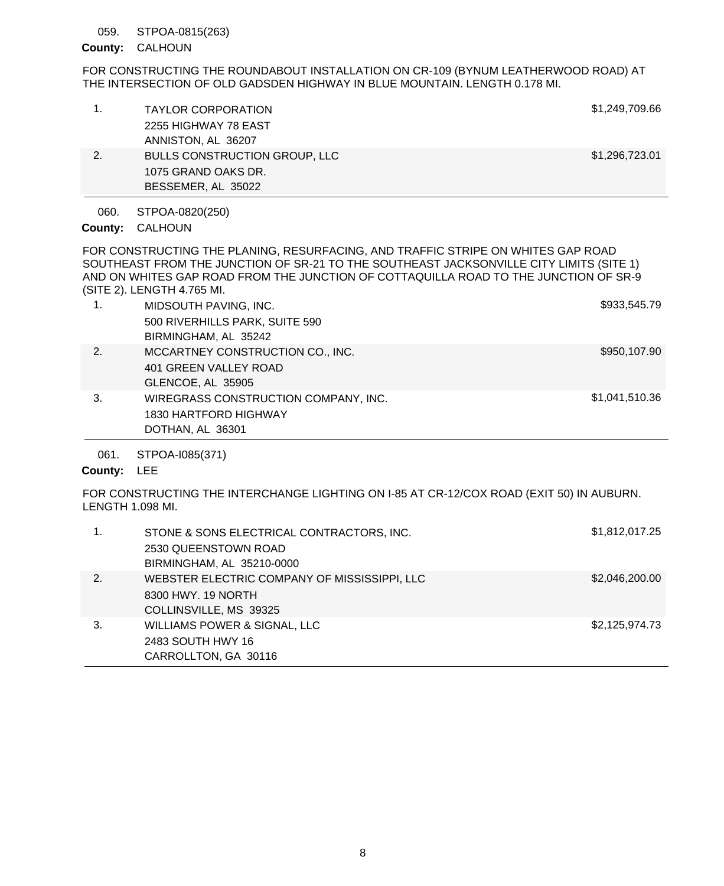059. STPOA-0815(263)

**County:** CALHOUN

FOR CONSTRUCTING THE ROUNDABOUT INSTALLATION ON CR-109 (BYNUM LEATHERWOOD ROAD) AT THE INTERSECTION OF OLD GADSDEN HIGHWAY IN BLUE MOUNTAIN. LENGTH 0.178 MI.

| | Bidder | Amount |
|---|---|---|
| 1. | TAYLOR CORPORATION<br>2255 HIGHWAY 78 EAST<br>ANNISTON, AL 36207 | $1,249,709.66 |
| 2. | BULLS CONSTRUCTION GROUP, LLC<br>1075 GRAND OAKS DR.<br>BESSEMER, AL 35022 | $1,296,723.01 |

060. STPOA-0820(250)

**County:** CALHOUN

FOR CONSTRUCTING THE PLANING, RESURFACING, AND TRAFFIC STRIPE ON WHITES GAP ROAD SOUTHEAST FROM THE JUNCTION OF SR-21 TO THE SOUTHEAST JACKSONVILLE CITY LIMITS (SITE 1) AND ON WHITES GAP ROAD FROM THE JUNCTION OF COTTAQUILLA ROAD TO THE JUNCTION OF SR-9 (SITE 2). LENGTH 4.765 MI.

| | Bidder | Amount |
|---|---|---|
| 1. | MIDSOUTH PAVING, INC.<br>500 RIVERHILLS PARK, SUITE 590<br>BIRMINGHAM, AL 35242 | $933,545.79 |
| 2. | MCCARTNEY CONSTRUCTION CO., INC.<br>401 GREEN VALLEY ROAD<br>GLENCOE, AL 35905 | $950,107.90 |
| 3. | WIREGRASS CONSTRUCTION COMPANY, INC.<br>1830 HARTFORD HIGHWAY<br>DOTHAN, AL 36301 | $1,041,510.36 |

061. STPOA-I085(371)

**County:** LEE

FOR CONSTRUCTING THE INTERCHANGE LIGHTING ON I-85 AT CR-12/COX ROAD (EXIT 50) IN AUBURN. LENGTH 1.098 MI.

| | Bidder | Amount |
|---|---|---|
| 1. | STONE & SONS ELECTRICAL CONTRACTORS, INC.<br>2530 QUEENSTOWN ROAD<br>BIRMINGHAM, AL 35210-0000 | $1,812,017.25 |
| 2. | WEBSTER ELECTRIC COMPANY OF MISSISSIPPI, LLC<br>8300 HWY. 19 NORTH<br>COLLINSVILLE, MS 39325 | $2,046,200.00 |
| 3. | WILLIAMS POWER & SIGNAL, LLC<br>2483 SOUTH HWY 16<br>CARROLLTON, GA 30116 | $2,125,974.73 |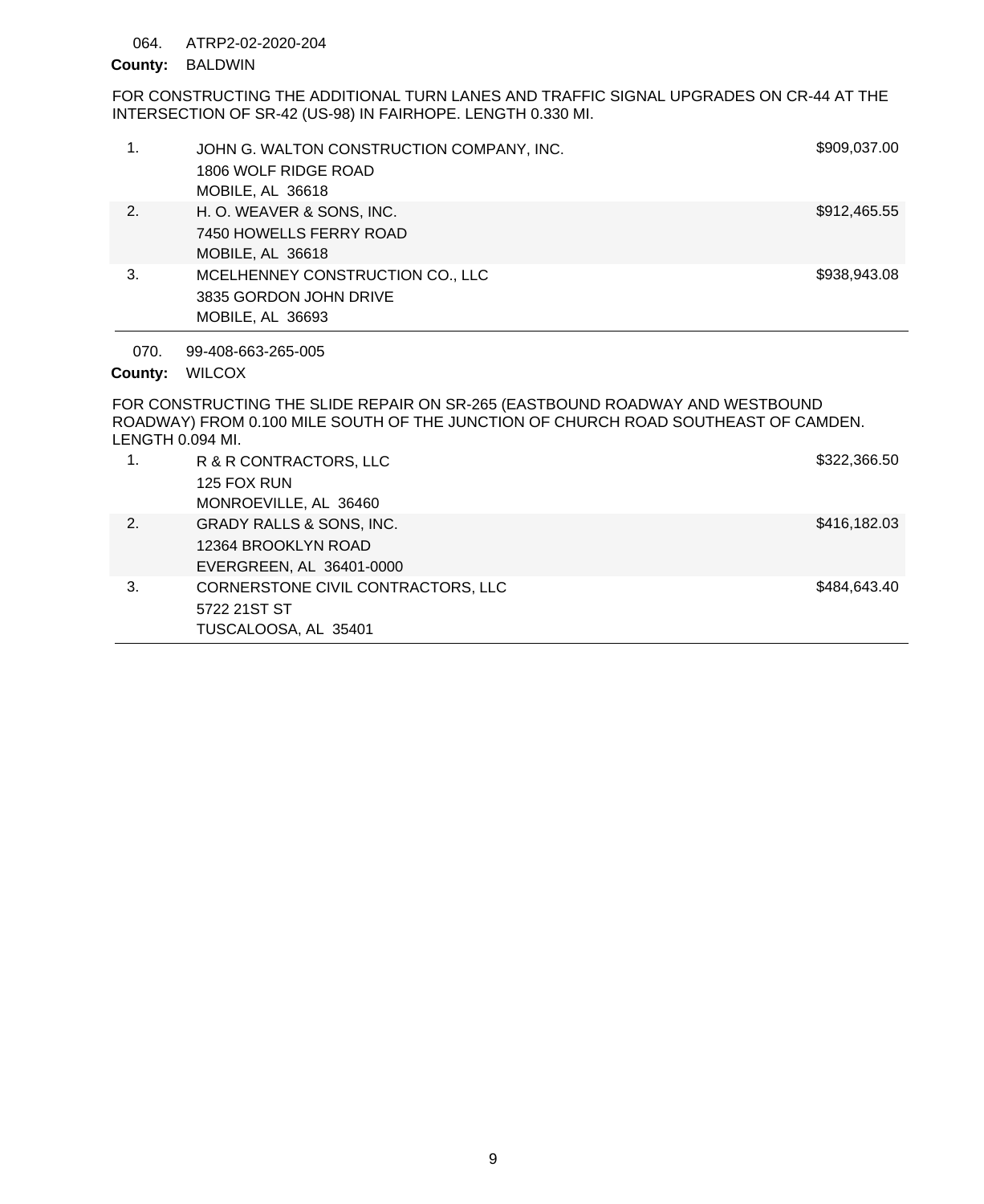064. ATRP2-02-2020-204

**County:** BALDWIN

FOR CONSTRUCTING THE ADDITIONAL TURN LANES AND TRAFFIC SIGNAL UPGRADES ON CR-44 AT THE INTERSECTION OF SR-42 (US-98) IN FAIRHOPE. LENGTH 0.330 MI.

| | | |
|---|---|---|
| 1. | JOHN G. WALTON CONSTRUCTION COMPANY, INC.<br>1806 WOLF RIDGE ROAD<br>MOBILE, AL 36618 | $909,037.00 |
| 2. | H. O. WEAVER & SONS, INC.<br>7450 HOWELLS FERRY ROAD<br>MOBILE, AL 36618 | $912,465.55 |
| 3. | MCELHENNEY CONSTRUCTION CO., LLC<br>3835 GORDON JOHN DRIVE<br>MOBILE, AL 36693 | $938,943.08 |

070. 99-408-663-265-005

**County:** WILCOX

FOR CONSTRUCTING THE SLIDE REPAIR ON SR-265 (EASTBOUND ROADWAY AND WESTBOUND ROADWAY) FROM 0.100 MILE SOUTH OF THE JUNCTION OF CHURCH ROAD SOUTHEAST OF CAMDEN. LENGTH 0.094 MI.

| | | |
|---|---|---|
| 1. | R & R CONTRACTORS, LLC<br>125 FOX RUN<br>MONROEVILLE, AL 36460 | $322,366.50 |
| 2. | GRADY RALLS & SONS, INC.<br>12364 BROOKLYN ROAD<br>EVERGREEN, AL 36401-0000 | $416,182.03 |
| 3. | CORNERSTONE CIVIL CONTRACTORS, LLC<br>5722 21ST ST<br>TUSCALOOSA, AL 35401 | $484,643.40 |